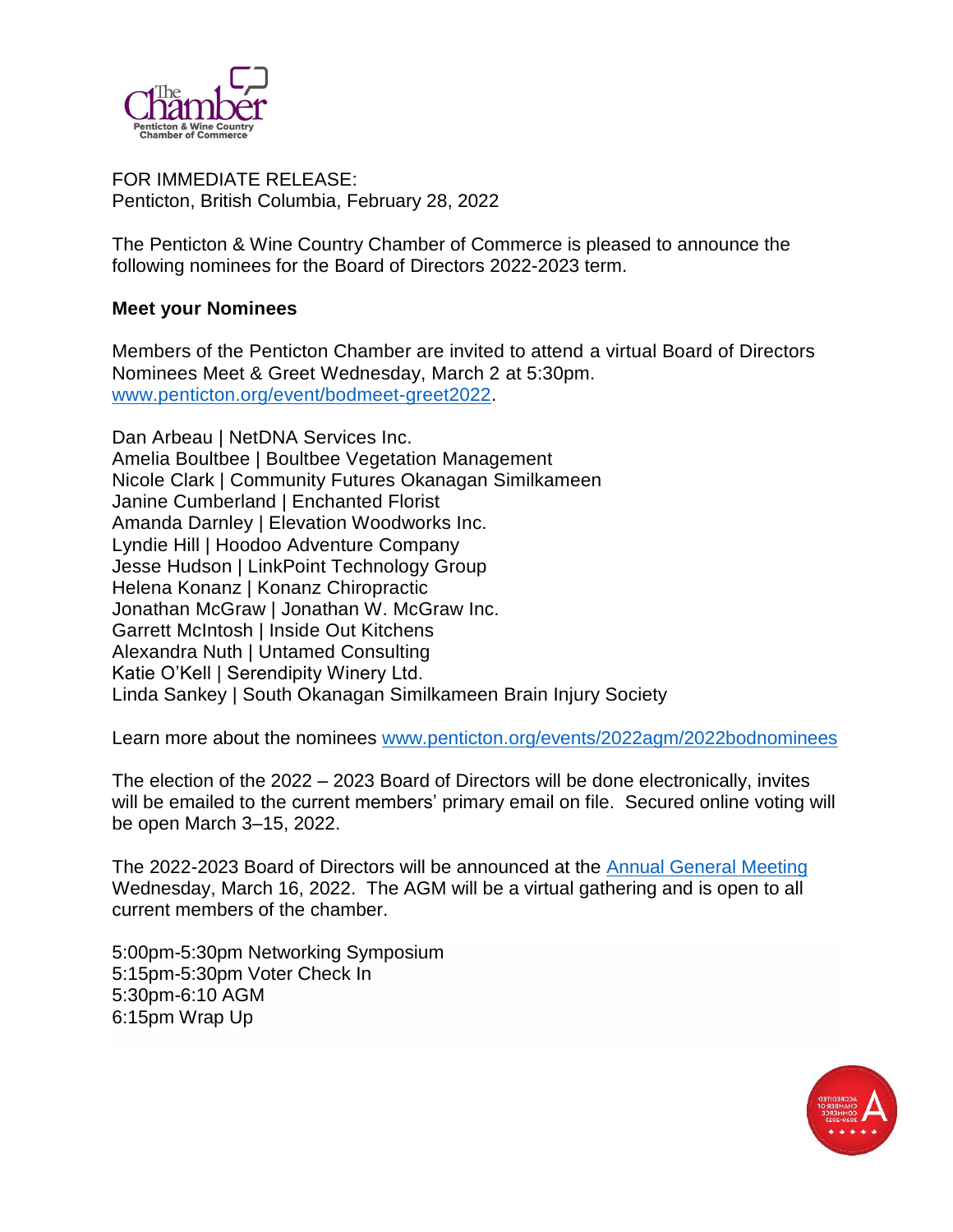FOR IMMEDIATE RELEASE:
Penticton, British Columbia, February 28, 2022

The Penticton & Wine Country Chamber of Commerce is pleased to announce the following nominees for the Board of Directors 2022-2023 term.

**Meet your Nominees**

Members of the Penticton Chamber are invited to attend a virtual Board of Directors Nominees Meet & Greet Wednesday, March 2 at 5:30pm. www.penticton.org/event/bodmeet-greet2022.

Dan Arbeau | NetDNA Services Inc.
Amelia Boultbee | Boultbee Vegetation Management
Nicole Clark | Community Futures Okanagan Similkameen
Janine Cumberland | Enchanted Florist
Amanda Darnley | Elevation Woodworks Inc.
Lyndie Hill | Hoodoo Adventure Company
Jesse Hudson | LinkPoint Technology Group
Helena Konanz | Konanz Chiropractic
Jonathan McGraw | Jonathan W. McGraw Inc.
Garrett McIntosh | Inside Out Kitchens
Alexandra Nuth | Untamed Consulting
Katie O'Kell | Serendipity Winery Ltd.
Linda Sankey | South Okanagan Similkameen Brain Injury Society

Learn more about the nominees www.penticton.org/events/2022agm/2022bodnominees

The election of the 2022 – 2023 Board of Directors will be done electronically, invites will be emailed to the current members' primary email on file. Secured online voting will be open March 3–15, 2022.

The 2022-2023 Board of Directors will be announced at the Annual General Meeting Wednesday, March 16, 2022. The AGM will be a virtual gathering and is open to all current members of the chamber.

5:00pm-5:30pm Networking Symposium
5:15pm-5:30pm Voter Check In
5:30pm-6:10 AGM
6:15pm Wrap Up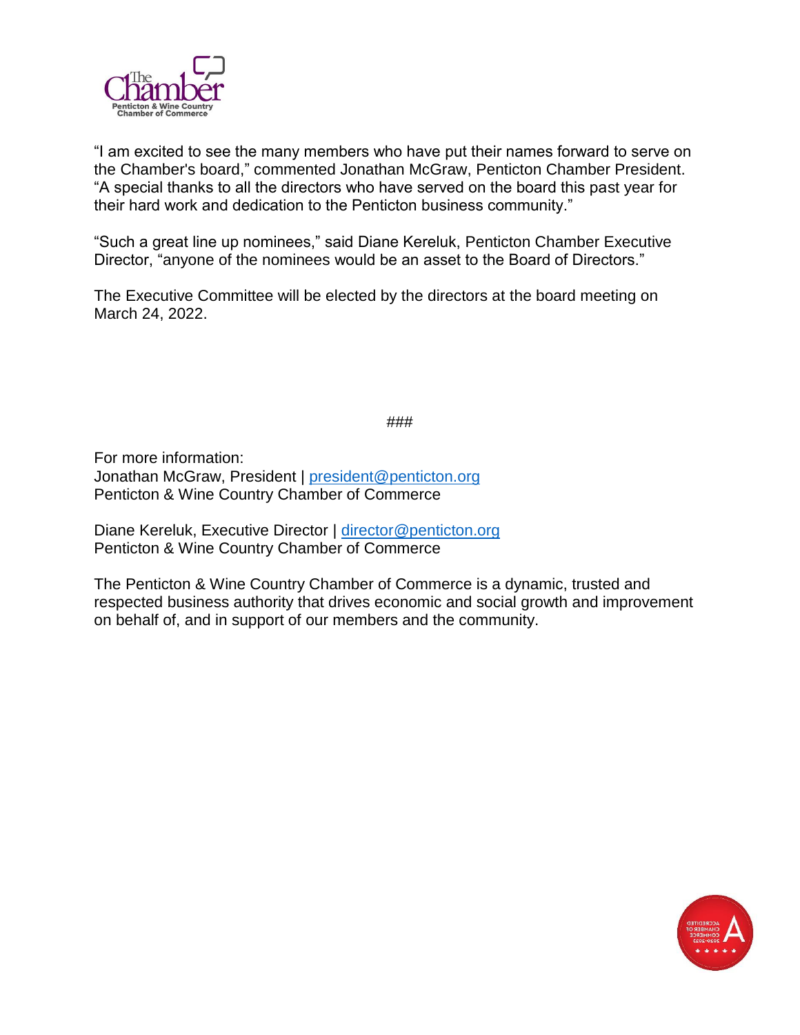"I am excited to see the many members who have put their names forward to serve on the Chamber's board," commented Jonathan McGraw, Penticton Chamber President. "A special thanks to all the directors who have served on the board this past year for their hard work and dedication to the Penticton business community."

"Such a great line up nominees," said Diane Kereluk, Penticton Chamber Executive Director, "anyone of the nominees would be an asset to the Board of Directors."

The Executive Committee will be elected by the directors at the board meeting on March 24, 2022.

###

For more information:
Jonathan McGraw, President | president@penticton.org
Penticton & Wine Country Chamber of Commerce

Diane Kereluk, Executive Director | director@penticton.org
Penticton & Wine Country Chamber of Commerce

The Penticton & Wine Country Chamber of Commerce is a dynamic, trusted and respected business authority that drives economic and social growth and improvement on behalf of, and in support of our members and the community.